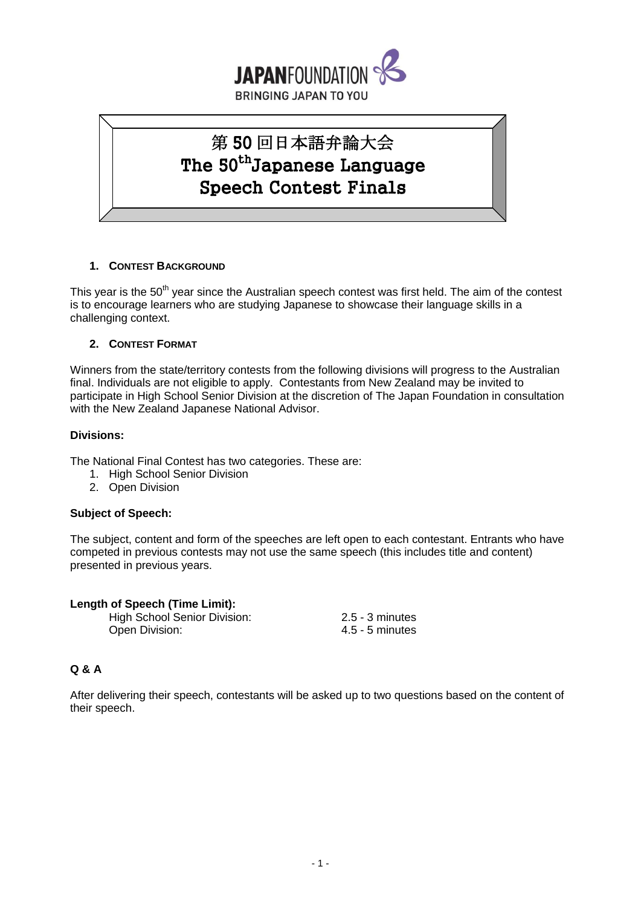JAPANFOUNDATION
BRINGING JAPAN TO YOU

# 第 50 回日本語弁論大会
# The 50th Japanese Language Speech Contest Finals

## 1. Contest Background

This year is the 50th year since the Australian speech contest was first held. The aim of the contest is to encourage learners who are studying Japanese to showcase their language skills in a challenging context.

## 2. Contest Format

Winners from the state/territory contests from the following divisions will progress to the Australian final. Individuals are not eligible to apply. Contestants from New Zealand may be invited to participate in High School Senior Division at the discretion of The Japan Foundation in consultation with the New Zealand Japanese National Advisor.

**Divisions:**

The National Final Contest has two categories. These are:

1. High School Senior Division
2. Open Division

**Subject of Speech:**

The subject, content and form of the speeches are left open to each contestant. Entrants who have competed in previous contests may not use the same speech (this includes title and content) presented in previous years.

**Length of Speech (Time Limit):**

| | |
|---|---|
| High School Senior Division: | 2.5 - 3 minutes |
| Open Division: | 4.5 - 5 minutes |

**Q & A**

After delivering their speech, contestants will be asked up to two questions based on the content of their speech.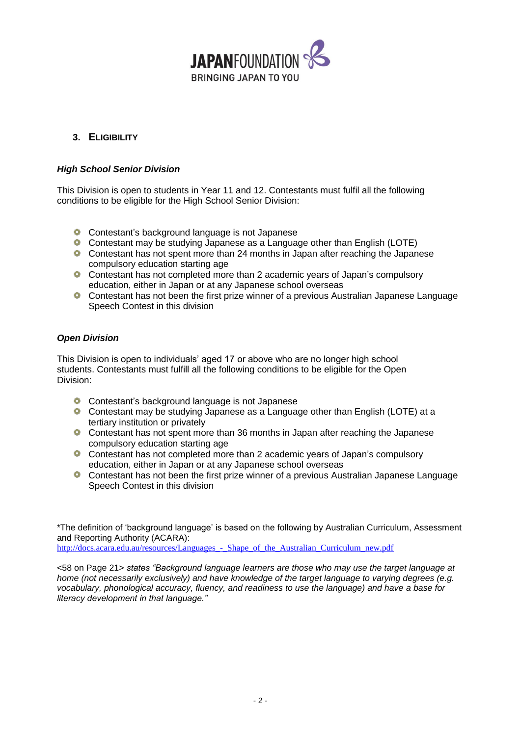## 3. ELIGIBILITY

### *High School Senior Division*

This Division is open to students in Year 11 and 12. Contestants must fulfil all the following conditions to be eligible for the High School Senior Division:

- Contestant's background language is not Japanese
- Contestant may be studying Japanese as a Language other than English (LOTE)
- Contestant has not spent more than 24 months in Japan after reaching the Japanese compulsory education starting age
- Contestant has not completed more than 2 academic years of Japan's compulsory education, either in Japan or at any Japanese school overseas
- Contestant has not been the first prize winner of a previous Australian Japanese Language Speech Contest in this division

### *Open Division*

This Division is open to individuals' aged 17 or above who are no longer high school students. Contestants must fulfill all the following conditions to be eligible for the Open Division:

- Contestant's background language is not Japanese
- Contestant may be studying Japanese as a Language other than English (LOTE) at a tertiary institution or privately
- Contestant has not spent more than 36 months in Japan after reaching the Japanese compulsory education starting age
- Contestant has not completed more than 2 academic years of Japan's compulsory education, either in Japan or at any Japanese school overseas
- Contestant has not been the first prize winner of a previous Australian Japanese Language Speech Contest in this division

*The definition of 'background language' is based on the following by Australian Curriculum, Assessment and Reporting Authority (ACARA):
http://docs.acara.edu.au/resources/Languages_-_Shape_of_the_Australian_Curriculum_new.pdf

<58 on Page 21> states *"Background language learners are those who may use the target language at home (not necessarily exclusively) and have knowledge of the target language to varying degrees (e.g. vocabulary, phonological accuracy, fluency, and readiness to use the language) and have a base for literacy development in that language."*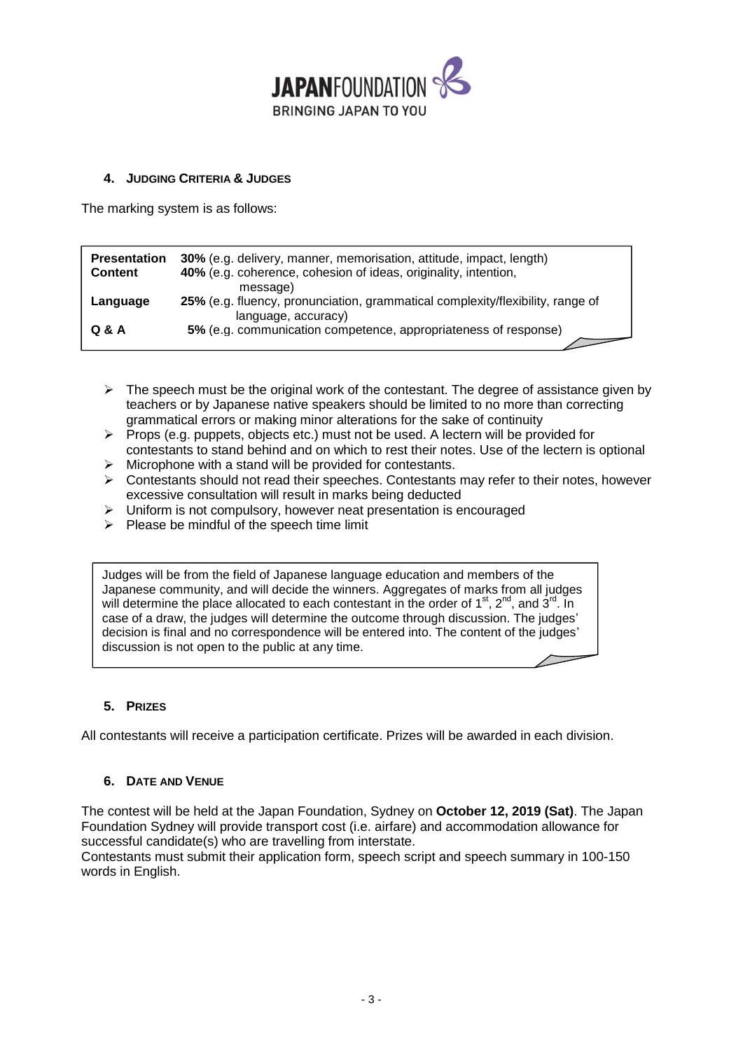## 4. JUDGING CRITERIA & JUDGES

The marking system is as follows:

| | |
|---|---|
| **Presentation** | **30%** (e.g. delivery, manner, memorisation, attitude, impact, length) |
| **Content** | **40%** (e.g. coherence, cohesion of ideas, originality, intention, message) |
| **Language** | **25%** (e.g. fluency, pronunciation, grammatical complexity/flexibility, range of language, accuracy) |
| **Q & A** | **5%** (e.g. communication competence, appropriateness of response) |

- The speech must be the original work of the contestant. The degree of assistance given by teachers or by Japanese native speakers should be limited to no more than correcting grammatical errors or making minor alterations for the sake of continuity
- Props (e.g. puppets, objects etc.) must not be used. A lectern will be provided for contestants to stand behind and on which to rest their notes. Use of the lectern is optional
- Microphone with a stand will be provided for contestants.
- Contestants should not read their speeches. Contestants may refer to their notes, however excessive consultation will result in marks being deducted
- Uniform is not compulsory, however neat presentation is encouraged
- Please be mindful of the speech time limit

Judges will be from the field of Japanese language education and members of the Japanese community, and will decide the winners. Aggregates of marks from all judges will determine the place allocated to each contestant in the order of 1st, 2nd, and 3rd. In case of a draw, the judges will determine the outcome through discussion. The judges' decision is final and no correspondence will be entered into. The content of the judges' discussion is not open to the public at any time.

## 5. PRIZES

All contestants will receive a participation certificate. Prizes will be awarded in each division.

## 6. DATE AND VENUE

The contest will be held at the Japan Foundation, Sydney on **October 12, 2019 (Sat)**. The Japan Foundation Sydney will provide transport cost (i.e. airfare) and accommodation allowance for successful candidate(s) who are travelling from interstate.
Contestants must submit their application form, speech script and speech summary in 100-150 words in English.